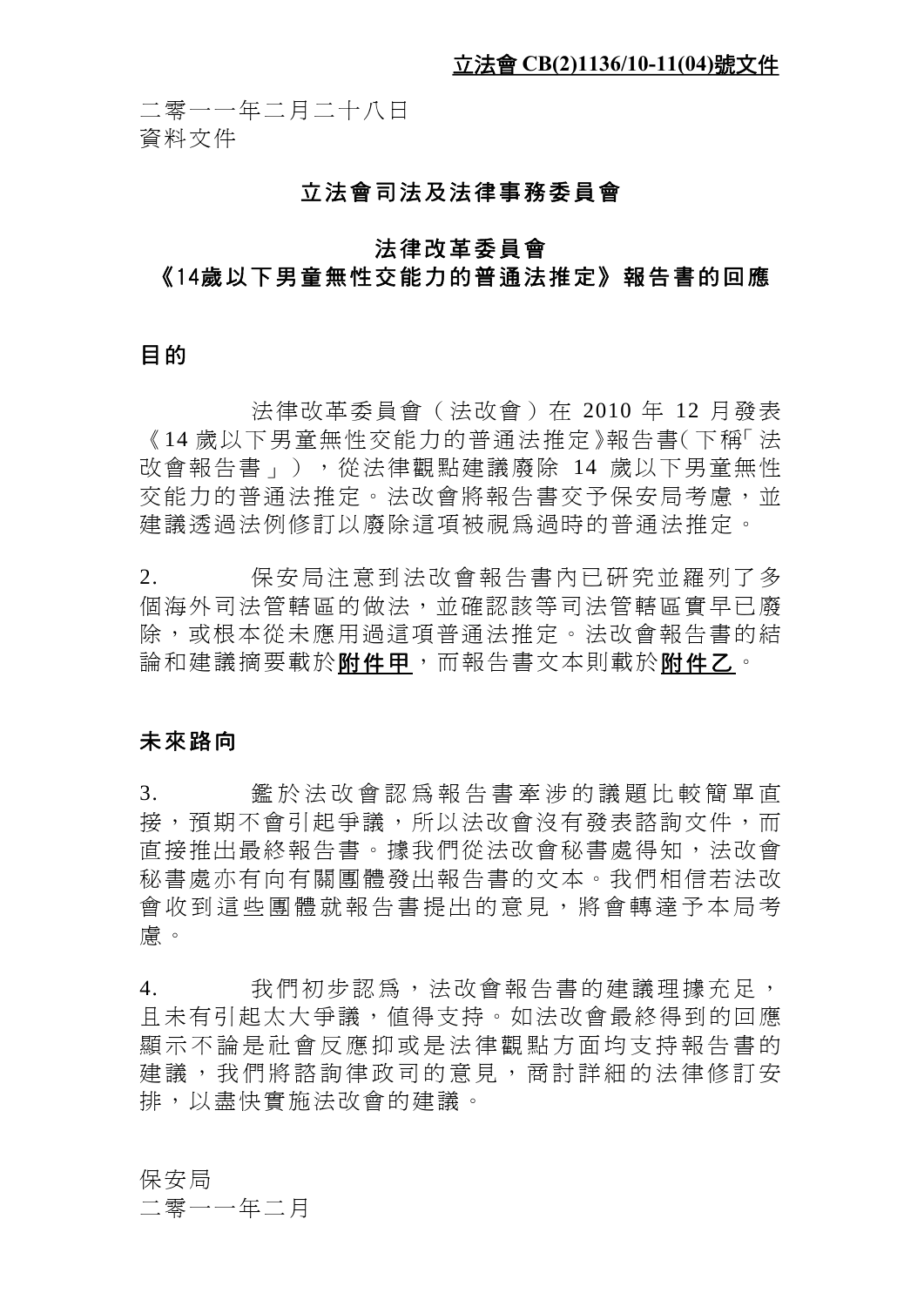**立法會 CB(2)1136/10-11(04)號文件**

二零一一年二月二十八日
資料文件

## 立法會司法及法律事務委員會

## 法律改革委員會
## 《14歲以下男童無性交能力的普通法推定》報告書的回應

### 目的

法律改革委員會（法改會）在 2010 年 12 月發表《14 歲以下男童無性交能力的普通法推定》報告書(下稱「法改會報告書」)，從法律觀點建議廢除 14 歲以下男童無性交能力的普通法推定。法改會將報告書交予保安局考慮，並建議透過法例修訂以廢除這項被視爲過時的普通法推定。

2. 保安局注意到法改會報告書內已研究並羅列了多個海外司法管轄區的做法，並確認該等司法管轄區實早已廢除，或根本從未應用過這項普通法推定。法改會報告書的結論和建議摘要載於**附件甲**，而報告書文本則載於**附件乙**。

### 未來路向

3. 鑑於法改會認爲報告書牽涉的議題比較簡單直接，預期不會引起爭議，所以法改會沒有發表諮詢文件，而直接推出最終報告書。據我們從法改會秘書處得知，法改會秘書處亦有向有關團體發出報告書的文本。我們相信若法改會收到這些團體就報告書提出的意見，將會轉達予本局考慮。

4. 我們初步認爲，法改會報告書的建議理據充足，且未有引起太大爭議，值得支持。如法改會最終得到的回應顯示不論是社會反應抑或是法律觀點方面均支持報告書的建議，我們將諮詢律政司的意見，商討詳細的法律修訂安排，以盡快實施法改會的建議。

保安局
二零一一年二月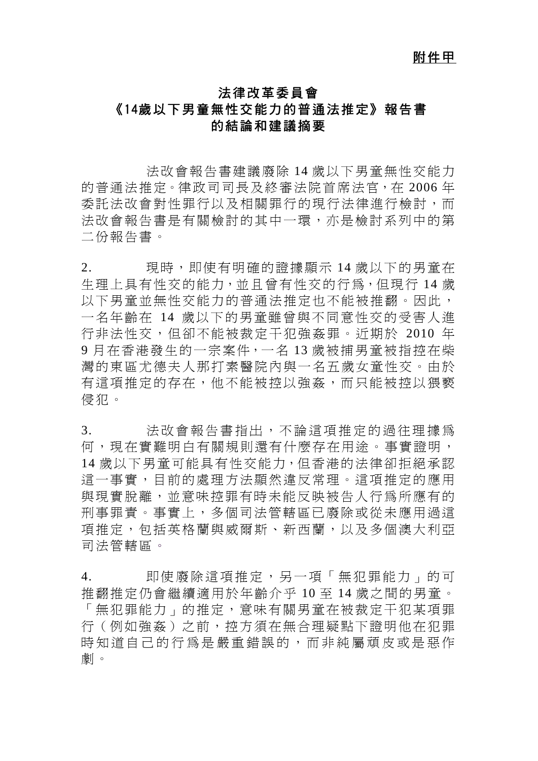**附件甲**

# 法律改革委員會
# 《14歲以下男童無性交能力的普通法推定》報告書
# 的結論和建議摘要

法改會報告書建議廢除 14 歲以下男童無性交能力的普通法推定。律政司司長及終審法院首席法官，在 2006 年委託法改會對性罪行以及相關罪行的現行法律進行檢討，而法改會報告書是有關檢討的其中一環，亦是檢討系列中的第二份報告書。

2. 現時，即使有明確的證據顯示 14 歲以下的男童在生理上具有性交的能力，並且曾有性交的行爲，但現行 14 歲以下男童並無性交能力的普通法推定也不能被推翻。因此，一名年齡在 14 歲以下的男童雖曾與不同意性交的受害人進行非法性交，但卻不能被裁定干犯強姦罪。近期於 2010 年 9 月在香港發生的一宗案件，一名 13 歲被捕男童被指控在柴灣的東區尤德夫人那打素醫院內與一名五歲女童性交。由於有這項推定的存在，他不能被控以強姦，而只能被控以猥褻侵犯。

3. 法改會報告書指出，不論這項推定的過往理據爲何，現在實難明白有關規則還有什麼存在用途。事實證明，14 歲以下男童可能具有性交能力，但香港的法律卻拒絕承認這一事實，目前的處理方法顯然違反常理。這項推定的應用與現實脫離，並意味控罪有時未能反映被告人行爲所應有的刑事罪責。事實上，多個司法管轄區已廢除或從未應用過這項推定，包括英格蘭與威爾斯、新西蘭，以及多個澳大利亞司法管轄區。

4. 即使廢除這項推定，另一項「無犯罪能力」的可推翻推定仍會繼續適用於年齡介乎 10 至 14 歲之間的男童。「無犯罪能力」的推定，意味有關男童在被裁定干犯某項罪行（例如強姦）之前，控方須在無合理疑點下證明他在犯罪時知道自己的行爲是嚴重錯誤的，而非純屬頑皮或是惡作劇。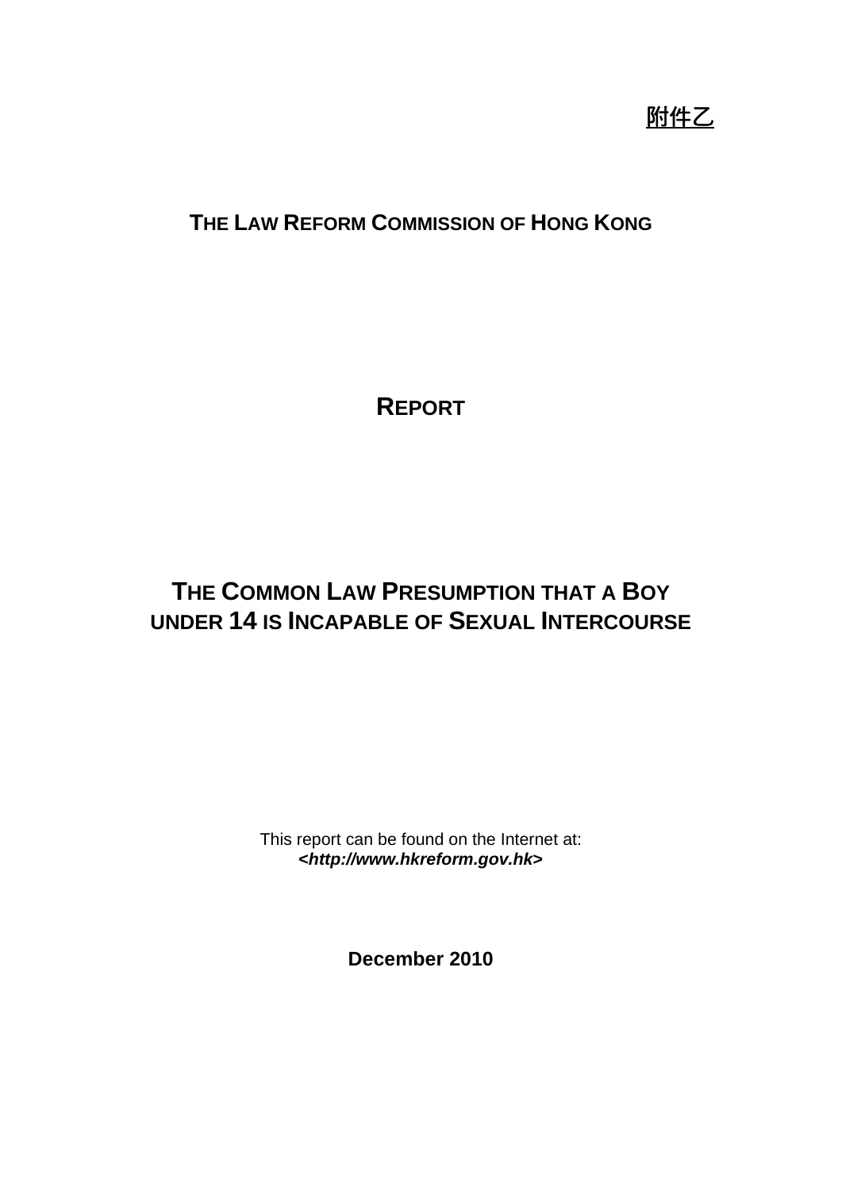附件乙

# THE LAW REFORM COMMISSION OF HONG KONG

# REPORT

# THE COMMON LAW PRESUMPTION THAT A BOY UNDER 14 IS INCAPABLE OF SEXUAL INTERCOURSE

This report can be found on the Internet at:
***<http://www.hkreform.gov.hk>***

**December 2010**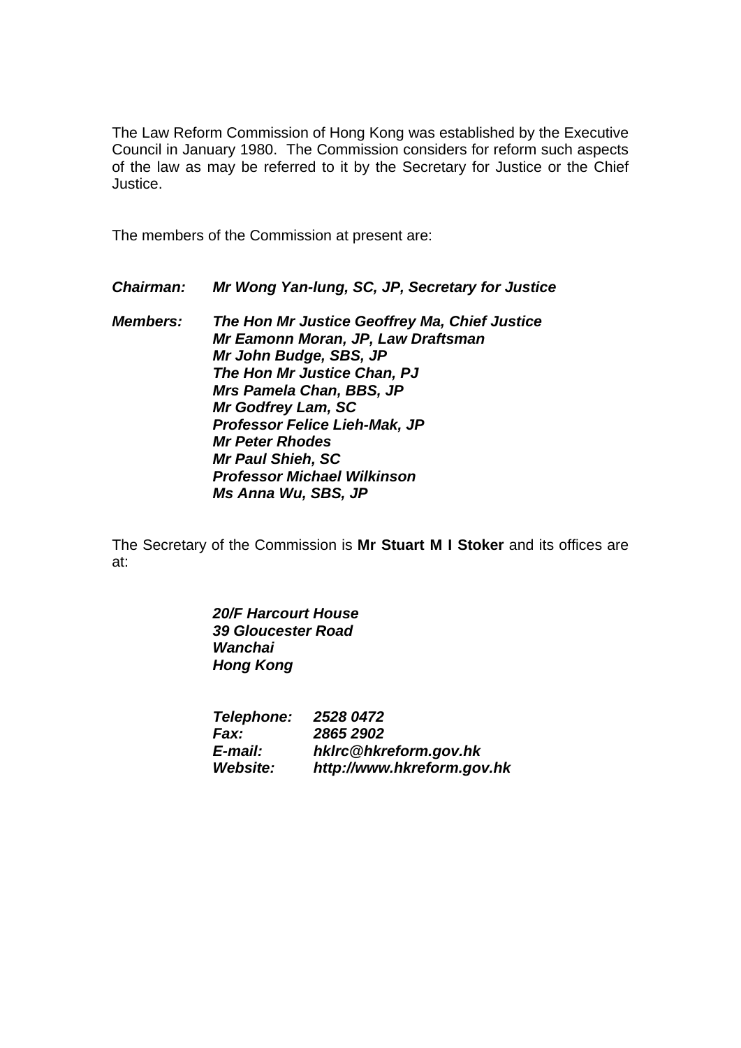The Law Reform Commission of Hong Kong was established by the Executive Council in January 1980. The Commission considers for reform such aspects of the law as may be referred to it by the Secretary for Justice or the Chief Justice.

The members of the Commission at present are:

***Chairman:*** ***Mr Wong Yan-lung, SC, JP, Secretary for Justice***

***Members:*** ***The Hon Mr Justice Geoffrey Ma, Chief Justice***
***Mr Eamonn Moran, JP, Law Draftsman***
***Mr John Budge, SBS, JP***
***The Hon Mr Justice Chan, PJ***
***Mrs Pamela Chan, BBS, JP***
***Mr Godfrey Lam, SC***
***Professor Felice Lieh-Mak, JP***
***Mr Peter Rhodes***
***Mr Paul Shieh, SC***
***Professor Michael Wilkinson***
***Ms Anna Wu, SBS, JP***

The Secretary of the Commission is **Mr Stuart M I Stoker** and its offices are at:

***20/F Harcourt House***
***39 Gloucester Road***
***Wanchai***
***Hong Kong***

***Telephone:*** ***2528 0472***
***Fax:*** ***2865 2902***
***E-mail:*** ***hklrc@hkreform.gov.hk***
***Website:*** ***http://www.hkreform.gov.hk***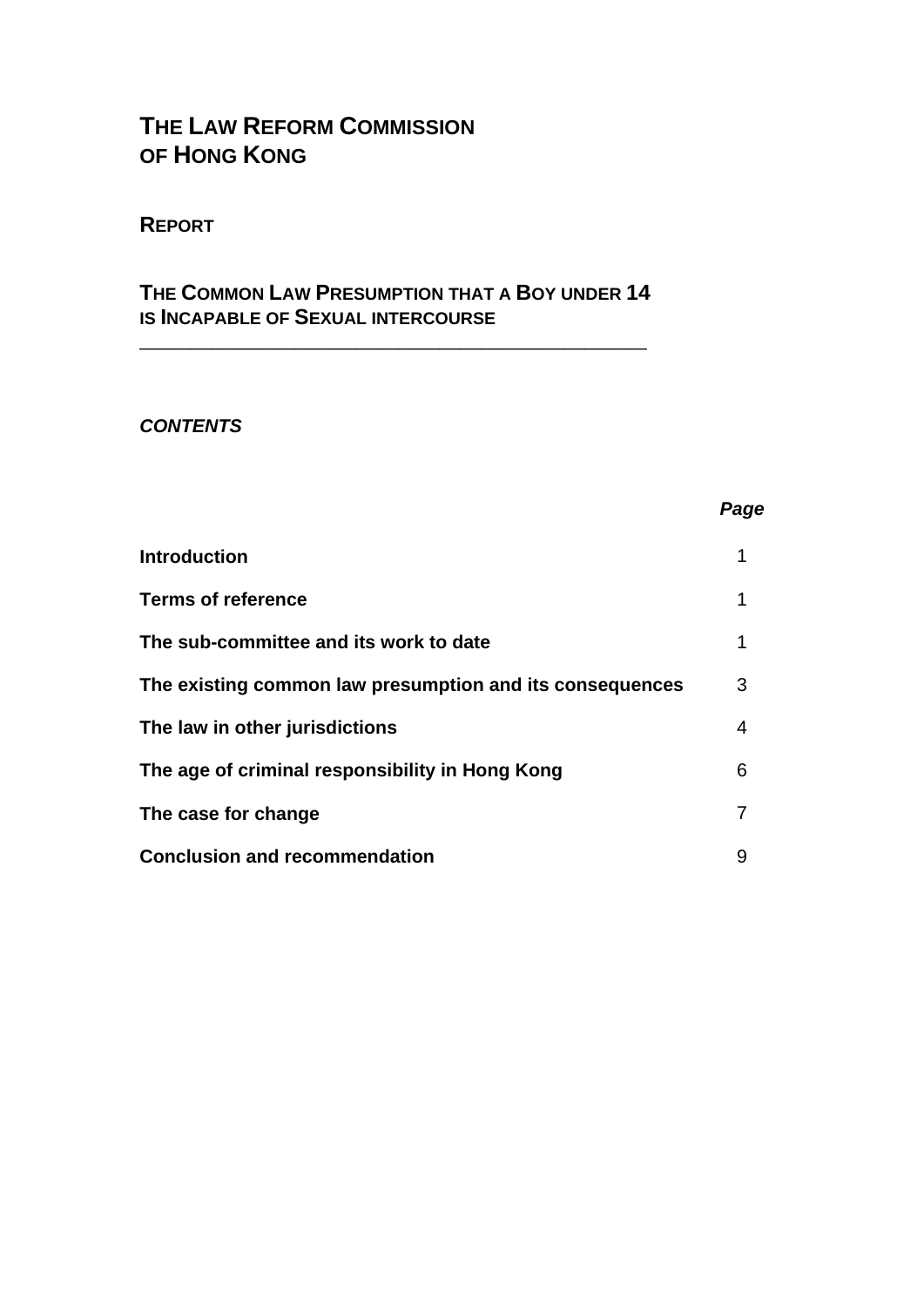# THE LAW REFORM COMMISSION OF HONG KONG

## REPORT

## THE COMMON LAW PRESUMPTION THAT A BOY UNDER 14 IS INCAPABLE OF SEXUAL INTERCOURSE

---

***CONTENTS***

| | ***Page*** |
|---|---|
| **Introduction** | 1 |
| **Terms of reference** | 1 |
| **The sub-committee and its work to date** | 1 |
| **The existing common law presumption and its consequences** | 3 |
| **The law in other jurisdictions** | 4 |
| **The age of criminal responsibility in Hong Kong** | 6 |
| **The case for change** | 7 |
| **Conclusion and recommendation** | 9 |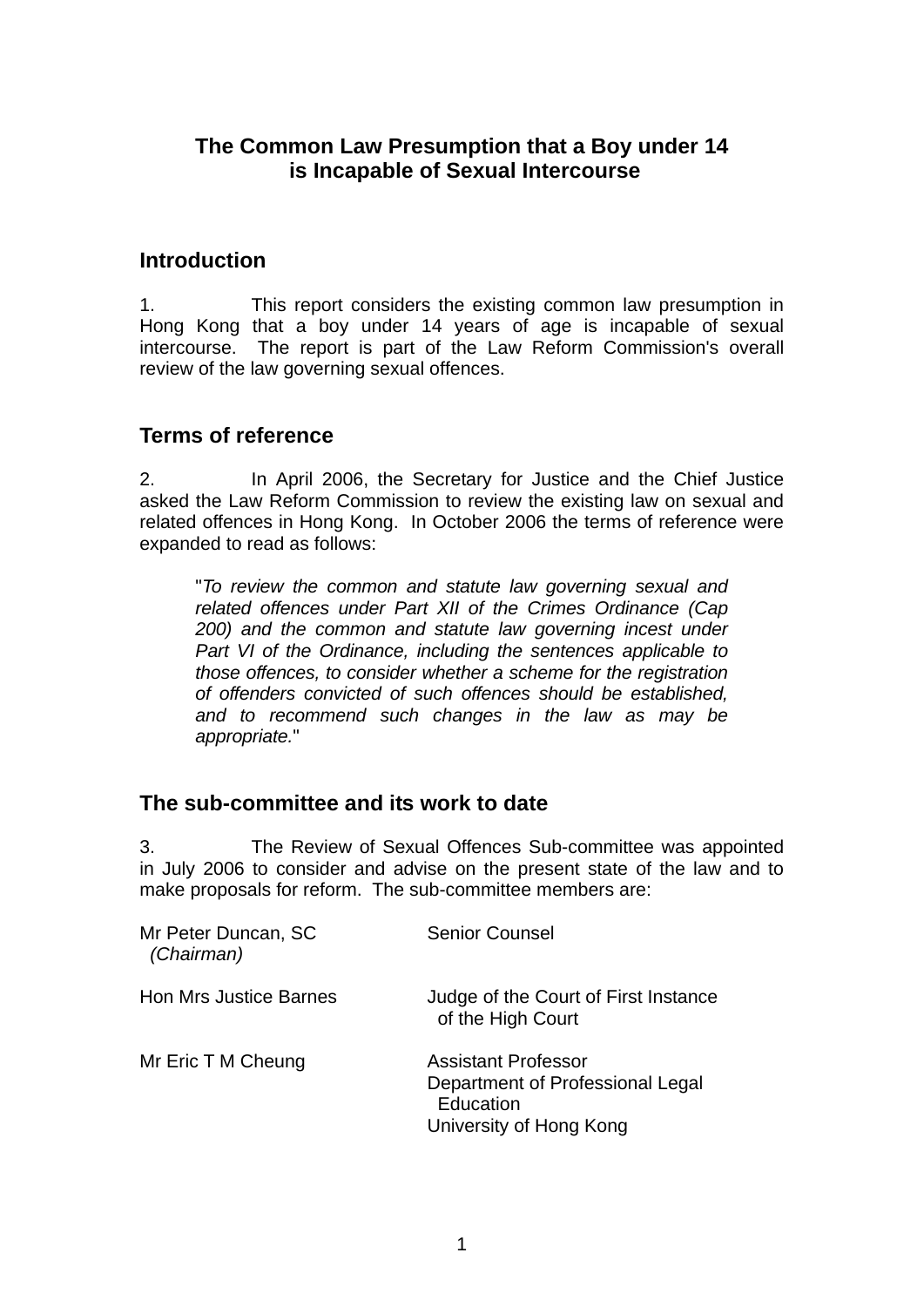# The Common Law Presumption that a Boy under 14 is Incapable of Sexual Intercourse

## Introduction

1. This report considers the existing common law presumption in Hong Kong that a boy under 14 years of age is incapable of sexual intercourse. The report is part of the Law Reform Commission's overall review of the law governing sexual offences.

## Terms of reference

2. In April 2006, the Secretary for Justice and the Chief Justice asked the Law Reform Commission to review the existing law on sexual and related offences in Hong Kong. In October 2006 the terms of reference were expanded to read as follows:

> "*To review the common and statute law governing sexual and related offences under Part XII of the Crimes Ordinance (Cap 200) and the common and statute law governing incest under Part VI of the Ordinance, including the sentences applicable to those offences, to consider whether a scheme for the registration of offenders convicted of such offences should be established, and to recommend such changes in the law as may be appropriate.*"

## The sub-committee and its work to date

3. The Review of Sexual Offences Sub-committee was appointed in July 2006 to consider and advise on the present state of the law and to make proposals for reform. The sub-committee members are:

| | |
|---|---|
| Mr Peter Duncan, SC *(Chairman)* | Senior Counsel |
| Hon Mrs Justice Barnes | Judge of the Court of First Instance of the High Court |
| Mr Eric T M Cheung | Assistant Professor<br>Department of Professional Legal Education<br>University of Hong Kong |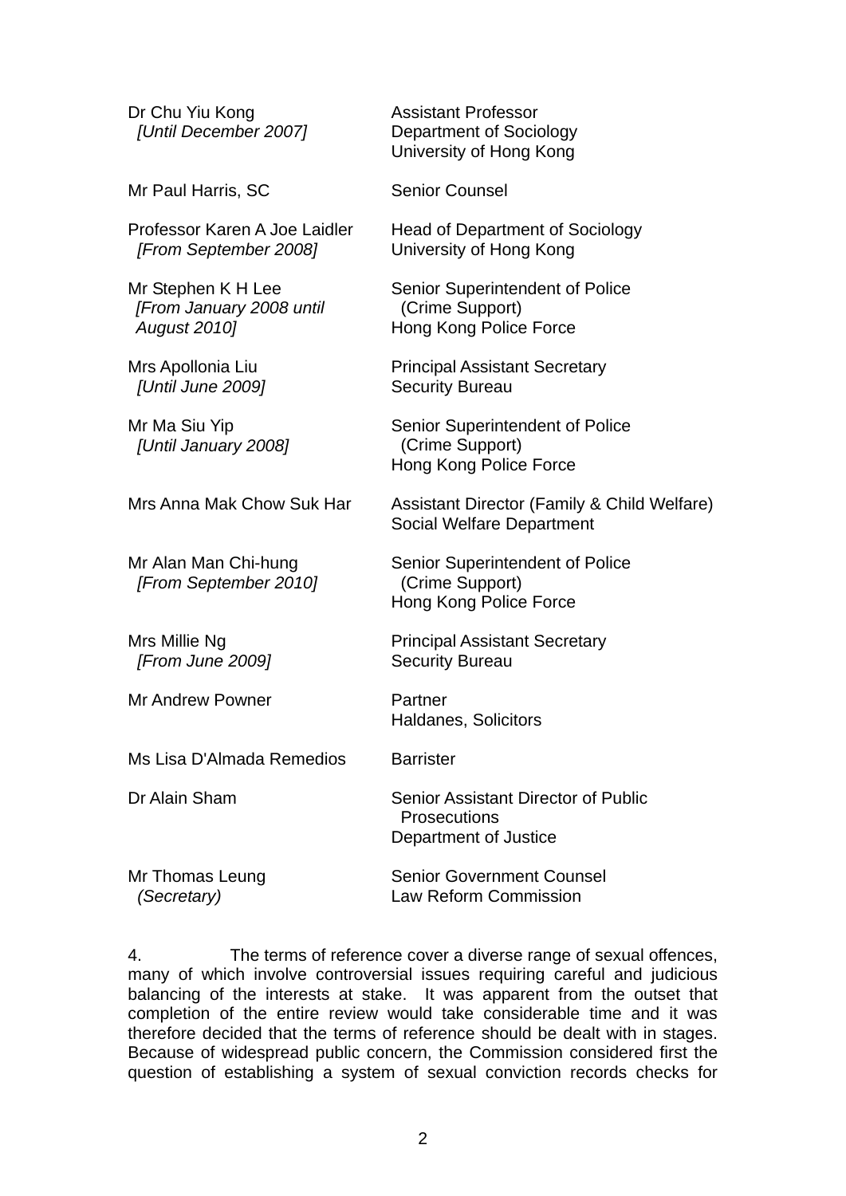| | |
|---|---|
| Dr Chu Yiu Kong<br>*[Until December 2007]* | Assistant Professor<br>Department of Sociology<br>University of Hong Kong |
| Mr Paul Harris, SC | Senior Counsel |
| Professor Karen A Joe Laidler<br>*[From September 2008]* | Head of Department of Sociology<br>University of Hong Kong |
| Mr Stephen K H Lee<br>*[From January 2008 until August 2010]* | Senior Superintendent of Police (Crime Support)<br>Hong Kong Police Force |
| Mrs Apollonia Liu<br>*[Until June 2009]* | Principal Assistant Secretary<br>Security Bureau |
| Mr Ma Siu Yip<br>*[Until January 2008]* | Senior Superintendent of Police (Crime Support)<br>Hong Kong Police Force |
| Mrs Anna Mak Chow Suk Har | Assistant Director (Family & Child Welfare)<br>Social Welfare Department |
| Mr Alan Man Chi-hung<br>*[From September 2010]* | Senior Superintendent of Police (Crime Support)<br>Hong Kong Police Force |
| Mrs Millie Ng<br>*[From June 2009]* | Principal Assistant Secretary<br>Security Bureau |
| Mr Andrew Powner | Partner<br>Haldanes, Solicitors |
| Ms Lisa D'Almada Remedios | Barrister |
| Dr Alain Sham | Senior Assistant Director of Public Prosecutions<br>Department of Justice |
| Mr Thomas Leung<br>*(Secretary)* | Senior Government Counsel<br>Law Reform Commission |

4. The terms of reference cover a diverse range of sexual offences, many of which involve controversial issues requiring careful and judicious balancing of the interests at stake. It was apparent from the outset that completion of the entire review would take considerable time and it was therefore decided that the terms of reference should be dealt with in stages. Because of widespread public concern, the Commission considered first the question of establishing a system of sexual conviction records checks for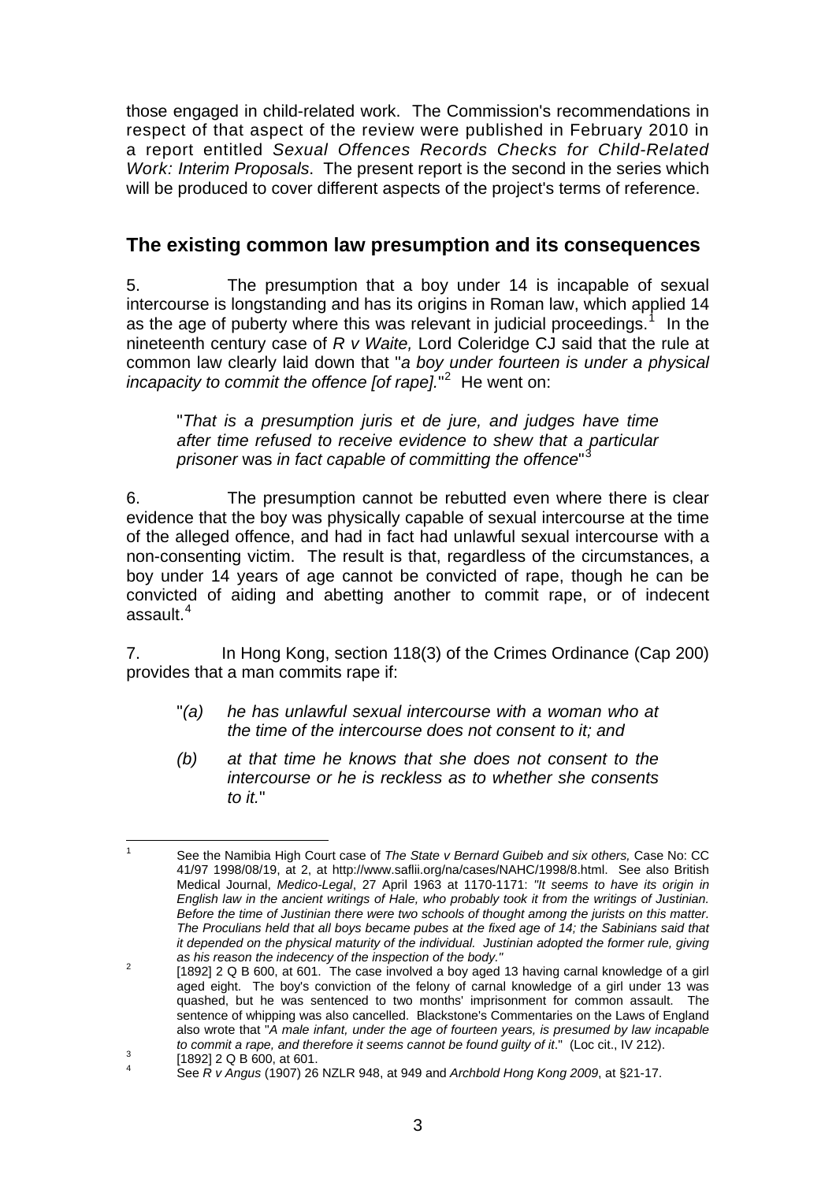those engaged in child-related work. The Commission's recommendations in respect of that aspect of the review were published in February 2010 in a report entitled *Sexual Offences Records Checks for Child-Related Work: Interim Proposals*. The present report is the second in the series which will be produced to cover different aspects of the project's terms of reference.

## The existing common law presumption and its consequences

5. The presumption that a boy under 14 is incapable of sexual intercourse is longstanding and has its origins in Roman law, which applied 14 as the age of puberty where this was relevant in judicial proceedings.[1] In the nineteenth century case of *R v Waite,* Lord Coleridge CJ said that the rule at common law clearly laid down that "*a boy under fourteen is under a physical incapacity to commit the offence [of rape].*"[2] He went on:

> "*That is a presumption juris et de jure, and judges have time after time refused to receive evidence to shew that a particular prisoner* was *in fact capable of committing the offence*"[3]

6. The presumption cannot be rebutted even where there is clear evidence that the boy was physically capable of sexual intercourse at the time of the alleged offence, and had in fact had unlawful sexual intercourse with a non-consenting victim. The result is that, regardless of the circumstances, a boy under 14 years of age cannot be convicted of rape, though he can be convicted of aiding and abetting another to commit rape, or of indecent assault.[4]

7. In Hong Kong, section 118(3) of the Crimes Ordinance (Cap 200) provides that a man commits rape if:

> "*(a) he has unlawful sexual intercourse with a woman who at the time of the intercourse does not consent to it; and*
>
> *(b) at that time he knows that she does not consent to the intercourse or he is reckless as to whether she consents to it.*"

---

[1] See the Namibia High Court case of *The State v Bernard Guibeb and six others,* Case No: CC 41/97 1998/08/19, at 2, at http://www.saflii.org/na/cases/NAHC/1998/8.html. See also British Medical Journal, *Medico-Legal*, 27 April 1963 at 1170-1171: *"It seems to have its origin in English law in the ancient writings of Hale, who probably took it from the writings of Justinian. Before the time of Justinian there were two schools of thought among the jurists on this matter. The Proculians held that all boys became pubes at the fixed age of 14; the Sabinians said that it depended on the physical maturity of the individual. Justinian adopted the former rule, giving as his reason the indecency of the inspection of the body."*

[2] [1892] 2 Q B 600, at 601. The case involved a boy aged 13 having carnal knowledge of a girl aged eight. The boy's conviction of the felony of carnal knowledge of a girl under 13 was quashed, but he was sentenced to two months' imprisonment for common assault. The sentence of whipping was also cancelled. Blackstone's Commentaries on the Laws of England also wrote that "*A male infant, under the age of fourteen years, is presumed by law incapable to commit a rape, and therefore it seems cannot be found guilty of it*." (Loc cit., IV 212).

[3] [1892] 2 Q B 600, at 601.

[4] See *R v Angus* (1907) 26 NZLR 948, at 949 and *Archbold Hong Kong 2009*, at §21-17.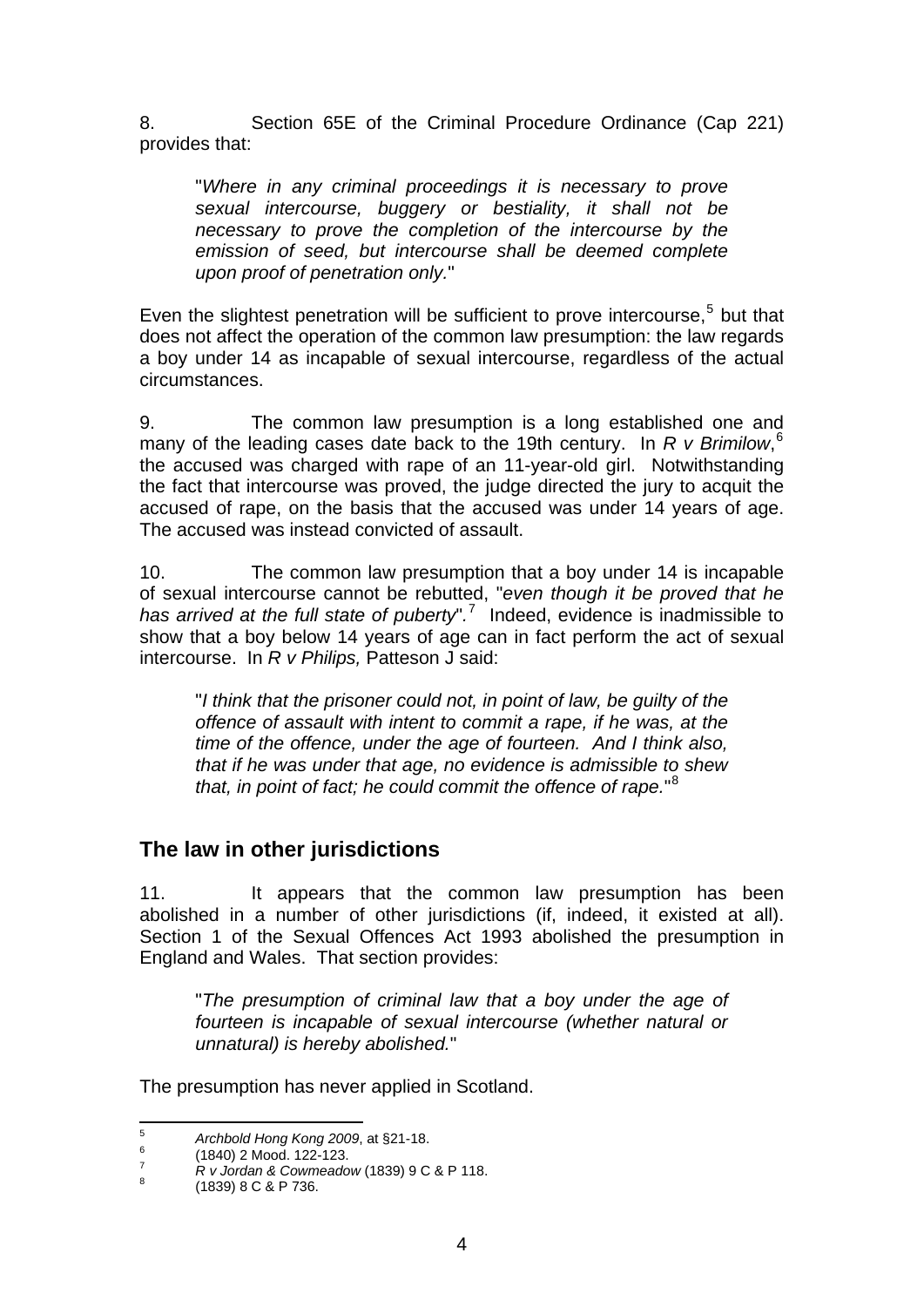8. Section 65E of the Criminal Procedure Ordinance (Cap 221) provides that:

> "*Where in any criminal proceedings it is necessary to prove sexual intercourse, buggery or bestiality, it shall not be necessary to prove the completion of the intercourse by the emission of seed, but intercourse shall be deemed complete upon proof of penetration only.*"

Even the slightest penetration will be sufficient to prove intercourse,[5] but that does not affect the operation of the common law presumption: the law regards a boy under 14 as incapable of sexual intercourse, regardless of the actual circumstances.

9. The common law presumption is a long established one and many of the leading cases date back to the 19th century. In *R v Brimilow*,[6] the accused was charged with rape of an 11-year-old girl. Notwithstanding the fact that intercourse was proved, the judge directed the jury to acquit the accused of rape, on the basis that the accused was under 14 years of age. The accused was instead convicted of assault.

10. The common law presumption that a boy under 14 is incapable of sexual intercourse cannot be rebutted, "*even though it be proved that he has arrived at the full state of puberty*".[7] Indeed, evidence is inadmissible to show that a boy below 14 years of age can in fact perform the act of sexual intercourse. In *R v Philips,* Patteson J said:

> "*I think that the prisoner could not, in point of law, be guilty of the offence of assault with intent to commit a rape, if he was, at the time of the offence, under the age of fourteen. And I think also, that if he was under that age, no evidence is admissible to shew that, in point of fact; he could commit the offence of rape.*"[8]

## The law in other jurisdictions

11. It appears that the common law presumption has been abolished in a number of other jurisdictions (if, indeed, it existed at all). Section 1 of the Sexual Offences Act 1993 abolished the presumption in England and Wales. That section provides:

> "*The presumption of criminal law that a boy under the age of fourteen is incapable of sexual intercourse (whether natural or unnatural) is hereby abolished.*"

The presumption has never applied in Scotland.

---

5 *Archbold Hong Kong 2009*, at §21-18.

6 (1840) 2 Mood. 122-123.

7 *R v Jordan & Cowmeadow* (1839) 9 C & P 118.

8 (1839) 8 C & P 736.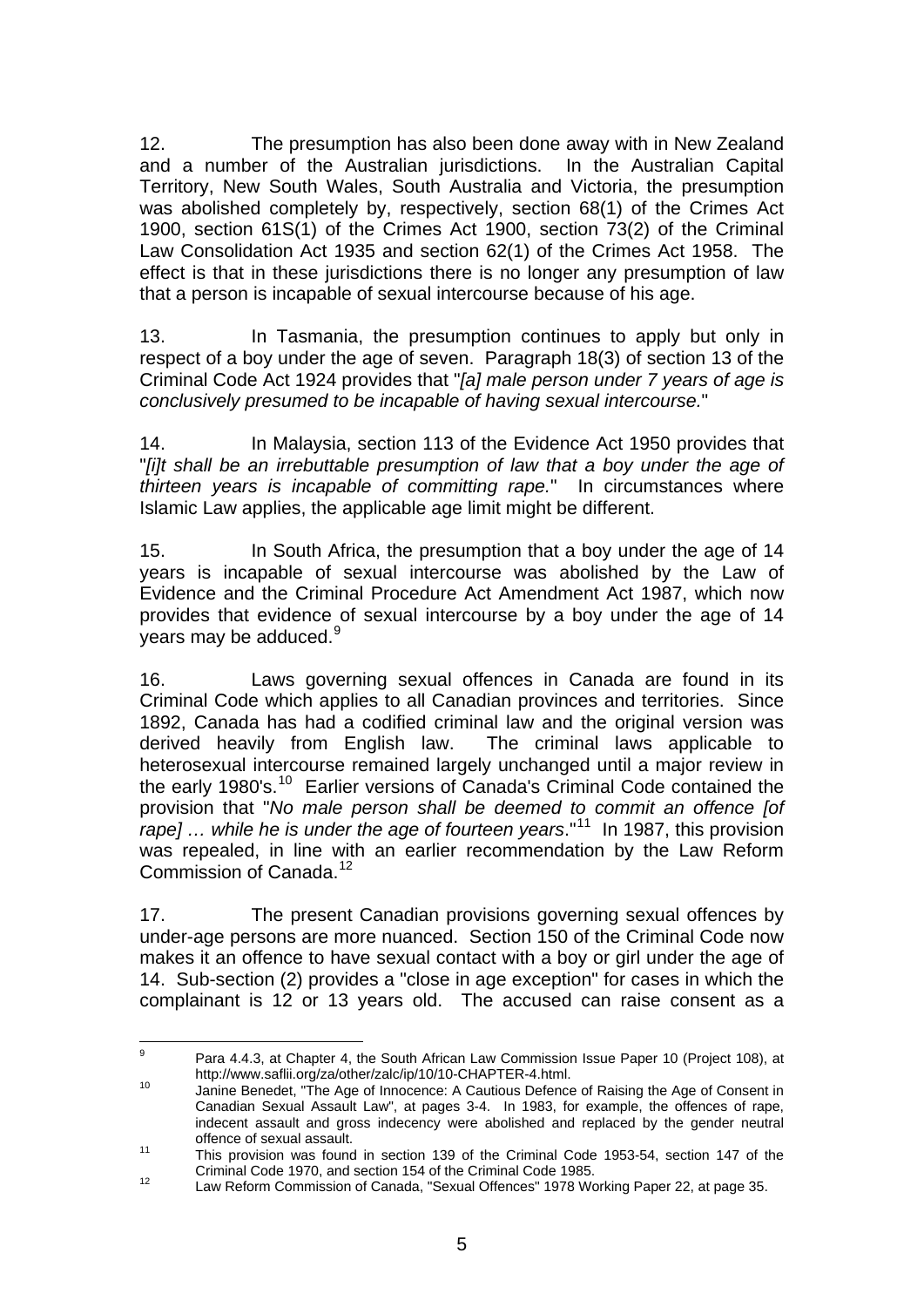12. The presumption has also been done away with in New Zealand and a number of the Australian jurisdictions. In the Australian Capital Territory, New South Wales, South Australia and Victoria, the presumption was abolished completely by, respectively, section 68(1) of the Crimes Act 1900, section 61S(1) of the Crimes Act 1900, section 73(2) of the Criminal Law Consolidation Act 1935 and section 62(1) of the Crimes Act 1958. The effect is that in these jurisdictions there is no longer any presumption of law that a person is incapable of sexual intercourse because of his age.

13. In Tasmania, the presumption continues to apply but only in respect of a boy under the age of seven. Paragraph 18(3) of section 13 of the Criminal Code Act 1924 provides that "*[a] male person under 7 years of age is conclusively presumed to be incapable of having sexual intercourse.*"

14. In Malaysia, section 113 of the Evidence Act 1950 provides that "*[i]t shall be an irrebuttable presumption of law that a boy under the age of thirteen years is incapable of committing rape.*" In circumstances where Islamic Law applies, the applicable age limit might be different.

15. In South Africa, the presumption that a boy under the age of 14 years is incapable of sexual intercourse was abolished by the Law of Evidence and the Criminal Procedure Act Amendment Act 1987, which now provides that evidence of sexual intercourse by a boy under the age of 14 years may be adduced.[9]

16. Laws governing sexual offences in Canada are found in its Criminal Code which applies to all Canadian provinces and territories. Since 1892, Canada has had a codified criminal law and the original version was derived heavily from English law. The criminal laws applicable to heterosexual intercourse remained largely unchanged until a major review in the early 1980's.[10] Earlier versions of Canada's Criminal Code contained the provision that "*No male person shall be deemed to commit an offence [of rape] … while he is under the age of fourteen years*."[11] In 1987, this provision was repealed, in line with an earlier recommendation by the Law Reform Commission of Canada.[12]

17. The present Canadian provisions governing sexual offences by under-age persons are more nuanced. Section 150 of the Criminal Code now makes it an offence to have sexual contact with a boy or girl under the age of 14. Sub-section (2) provides a "close in age exception" for cases in which the complainant is 12 or 13 years old. The accused can raise consent as a

---

[9] Para 4.4.3, at Chapter 4, the South African Law Commission Issue Paper 10 (Project 108), at http://www.saflii.org/za/other/zalc/ip/10/10-CHAPTER-4.html.

[10] Janine Benedet, "The Age of Innocence: A Cautious Defence of Raising the Age of Consent in Canadian Sexual Assault Law", at pages 3-4. In 1983, for example, the offences of rape, indecent assault and gross indecency were abolished and replaced by the gender neutral offence of sexual assault.

[11] This provision was found in section 139 of the Criminal Code 1953-54, section 147 of the Criminal Code 1970, and section 154 of the Criminal Code 1985.

[12] Law Reform Commission of Canada, "Sexual Offences" 1978 Working Paper 22, at page 35.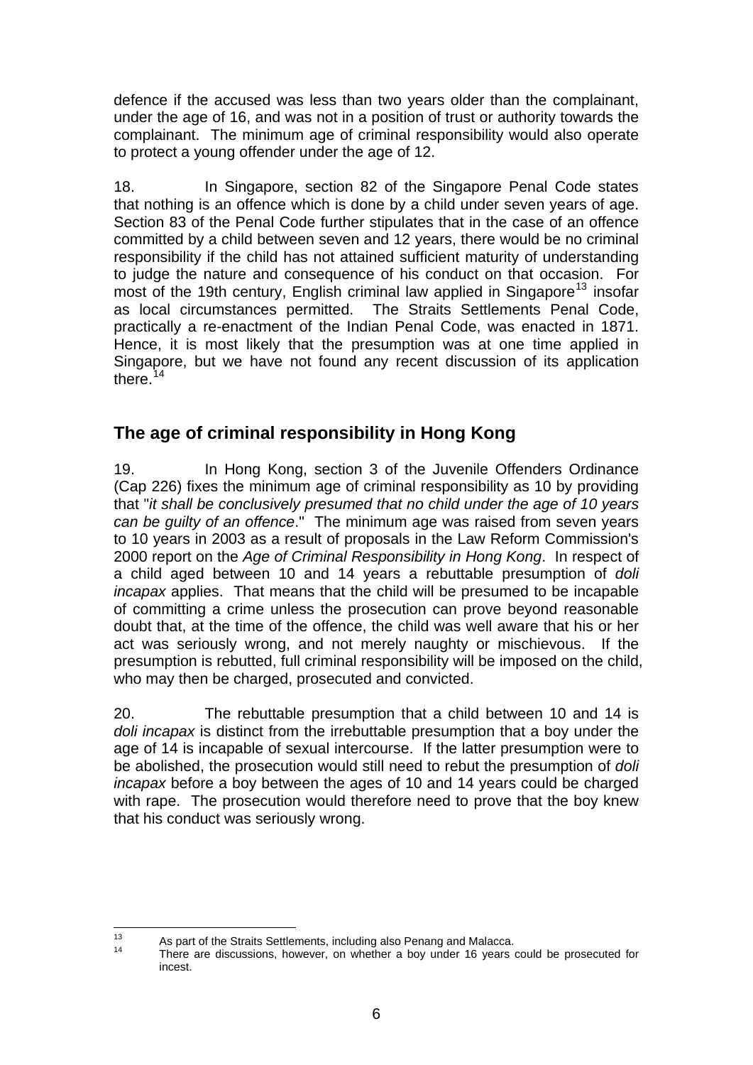defence if the accused was less than two years older than the complainant, under the age of 16, and was not in a position of trust or authority towards the complainant. The minimum age of criminal responsibility would also operate to protect a young offender under the age of 12.

18. In Singapore, section 82 of the Singapore Penal Code states that nothing is an offence which is done by a child under seven years of age. Section 83 of the Penal Code further stipulates that in the case of an offence committed by a child between seven and 12 years, there would be no criminal responsibility if the child has not attained sufficient maturity of understanding to judge the nature and consequence of his conduct on that occasion. For most of the 19th century, English criminal law applied in Singapore[13] insofar as local circumstances permitted. The Straits Settlements Penal Code, practically a re-enactment of the Indian Penal Code, was enacted in 1871. Hence, it is most likely that the presumption was at one time applied in Singapore, but we have not found any recent discussion of its application there.[14]

## The age of criminal responsibility in Hong Kong

19. In Hong Kong, section 3 of the Juvenile Offenders Ordinance (Cap 226) fixes the minimum age of criminal responsibility as 10 by providing that "*it shall be conclusively presumed that no child under the age of 10 years can be guilty of an offence*." The minimum age was raised from seven years to 10 years in 2003 as a result of proposals in the Law Reform Commission's 2000 report on the *Age of Criminal Responsibility in Hong Kong*. In respect of a child aged between 10 and 14 years a rebuttable presumption of *doli incapax* applies. That means that the child will be presumed to be incapable of committing a crime unless the prosecution can prove beyond reasonable doubt that, at the time of the offence, the child was well aware that his or her act was seriously wrong, and not merely naughty or mischievous. If the presumption is rebutted, full criminal responsibility will be imposed on the child, who may then be charged, prosecuted and convicted.

20. The rebuttable presumption that a child between 10 and 14 is *doli incapax* is distinct from the irrebuttable presumption that a boy under the age of 14 is incapable of sexual intercourse. If the latter presumption were to be abolished, the prosecution would still need to rebut the presumption of *doli incapax* before a boy between the ages of 10 and 14 years could be charged with rape. The prosecution would therefore need to prove that the boy knew that his conduct was seriously wrong.

---

[13] As part of the Straits Settlements, including also Penang and Malacca.

[14] There are discussions, however, on whether a boy under 16 years could be prosecuted for incest.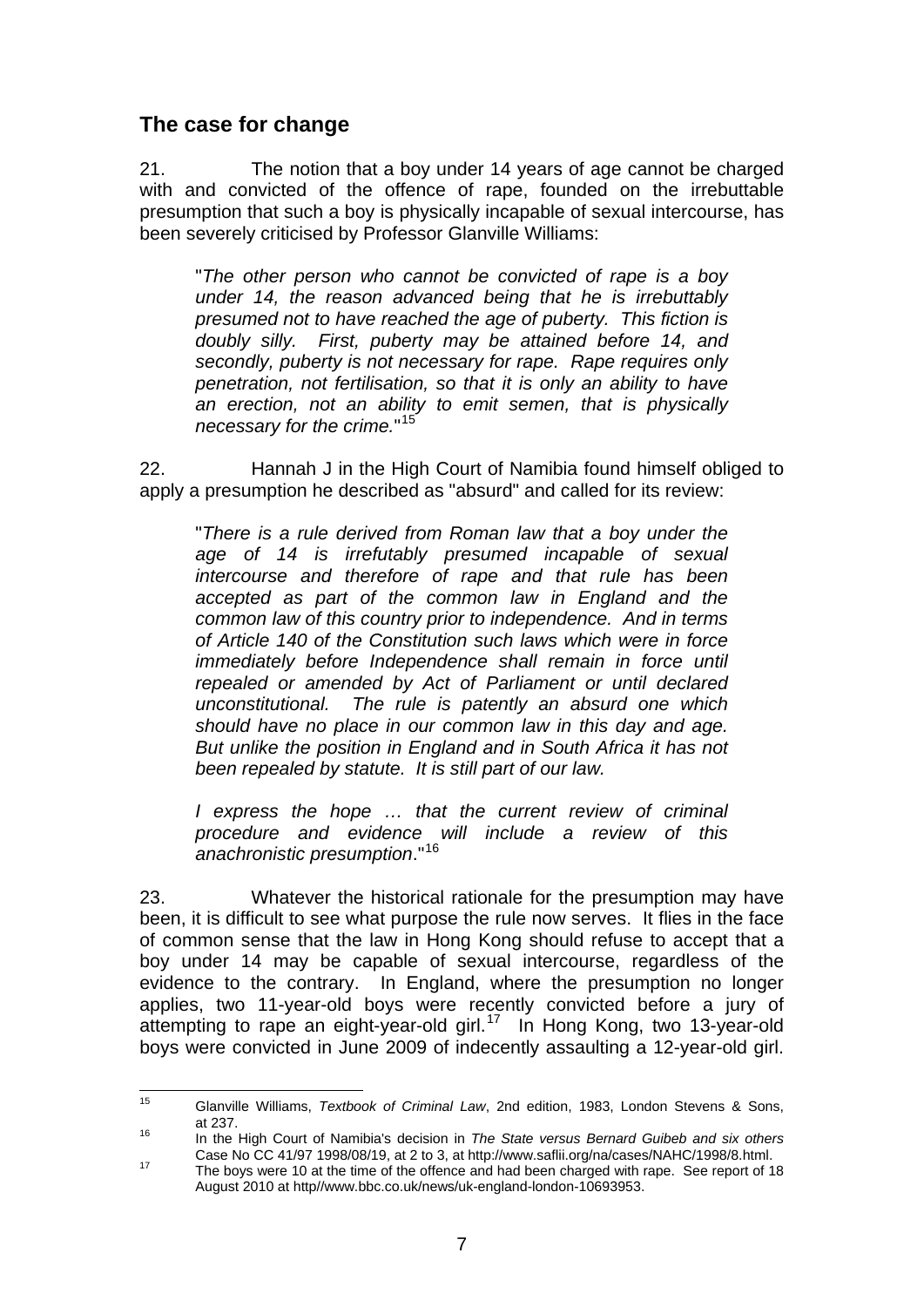## The case for change

21. The notion that a boy under 14 years of age cannot be charged with and convicted of the offence of rape, founded on the irrebuttable presumption that such a boy is physically incapable of sexual intercourse, has been severely criticised by Professor Glanville Williams:

> "*The other person who cannot be convicted of rape is a boy under 14, the reason advanced being that he is irrebuttably presumed not to have reached the age of puberty. This fiction is doubly silly. First, puberty may be attained before 14, and secondly, puberty is not necessary for rape. Rape requires only penetration, not fertilisation, so that it is only an ability to have an erection, not an ability to emit semen, that is physically necessary for the crime.*"[15]

22. Hannah J in the High Court of Namibia found himself obliged to apply a presumption he described as "absurd" and called for its review:

> "*There is a rule derived from Roman law that a boy under the age of 14 is irrefutably presumed incapable of sexual intercourse and therefore of rape and that rule has been accepted as part of the common law in England and the common law of this country prior to independence. And in terms of Article 140 of the Constitution such laws which were in force immediately before Independence shall remain in force until repealed or amended by Act of Parliament or until declared unconstitutional. The rule is patently an absurd one which should have no place in our common law in this day and age. But unlike the position in England and in South Africa it has not been repealed by statute. It is still part of our law.*
>
> *I express the hope … that the current review of criminal procedure and evidence will include a review of this anachronistic presumption*."[16]

23. Whatever the historical rationale for the presumption may have been, it is difficult to see what purpose the rule now serves. It flies in the face of common sense that the law in Hong Kong should refuse to accept that a boy under 14 may be capable of sexual intercourse, regardless of the evidence to the contrary. In England, where the presumption no longer applies, two 11-year-old boys were recently convicted before a jury of attempting to rape an eight-year-old girl.[17] In Hong Kong, two 13-year-old boys were convicted in June 2009 of indecently assaulting a 12-year-old girl.

---

[15] Glanville Williams, *Textbook of Criminal Law*, 2nd edition, 1983, London Stevens & Sons, at 237.

[16] In the High Court of Namibia's decision in *The State versus Bernard Guibeb and six others* Case No CC 41/97 1998/08/19, at 2 to 3, at http://www.saflii.org/na/cases/NAHC/1998/8.html.

[17] The boys were 10 at the time of the offence and had been charged with rape. See report of 18 August 2010 at http//www.bbc.co.uk/news/uk-england-london-10693953.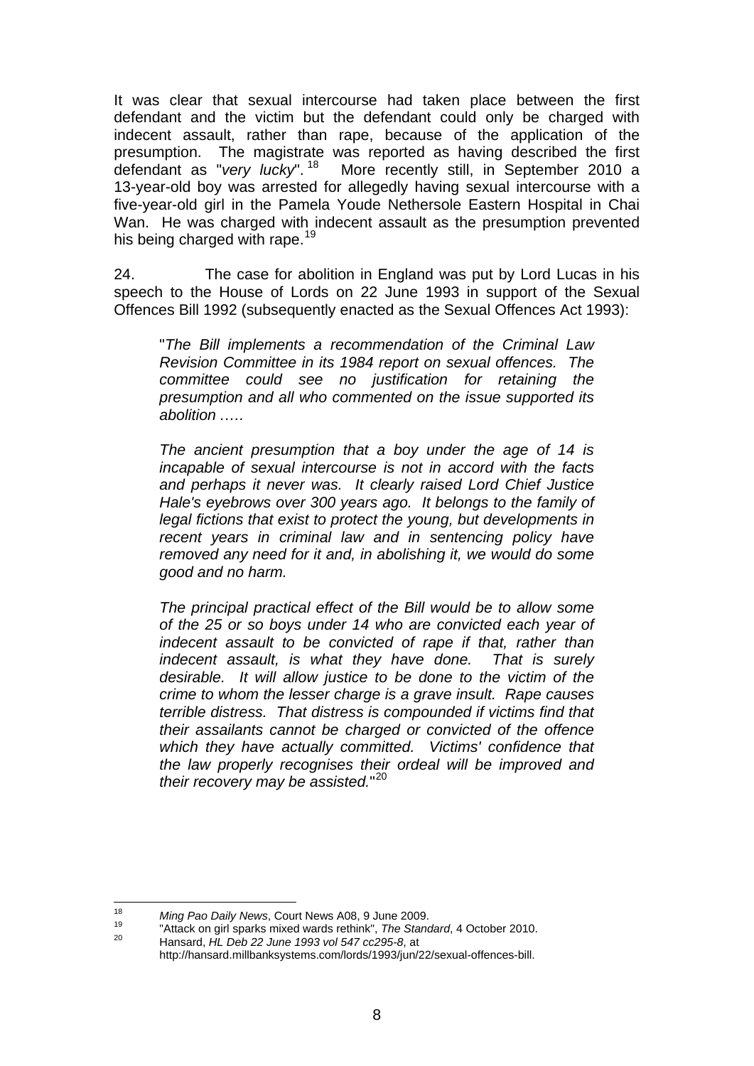It was clear that sexual intercourse had taken place between the first defendant and the victim but the defendant could only be charged with indecent assault, rather than rape, because of the application of the presumption. The magistrate was reported as having described the first defendant as "*very lucky*".[18] More recently still, in September 2010 a 13-year-old boy was arrested for allegedly having sexual intercourse with a five-year-old girl in the Pamela Youde Nethersole Eastern Hospital in Chai Wan. He was charged with indecent assault as the presumption prevented his being charged with rape.[19]

24. The case for abolition in England was put by Lord Lucas in his speech to the House of Lords on 22 June 1993 in support of the Sexual Offences Bill 1992 (subsequently enacted as the Sexual Offences Act 1993):

> "*The Bill implements a recommendation of the Criminal Law Revision Committee in its 1984 report on sexual offences. The committee could see no justification for retaining the presumption and all who commented on the issue supported its abolition …..*
>
> *The ancient presumption that a boy under the age of 14 is incapable of sexual intercourse is not in accord with the facts and perhaps it never was. It clearly raised Lord Chief Justice Hale's eyebrows over 300 years ago. It belongs to the family of legal fictions that exist to protect the young, but developments in recent years in criminal law and in sentencing policy have removed any need for it and, in abolishing it, we would do some good and no harm.*
>
> *The principal practical effect of the Bill would be to allow some of the 25 or so boys under 14 who are convicted each year of indecent assault to be convicted of rape if that, rather than indecent assault, is what they have done. That is surely desirable. It will allow justice to be done to the victim of the crime to whom the lesser charge is a grave insult. Rape causes terrible distress. That distress is compounded if victims find that their assailants cannot be charged or convicted of the offence which they have actually committed. Victims' confidence that the law properly recognises their ordeal will be improved and their recovery may be assisted.*"[20]

---

[18] *Ming Pao Daily News*, Court News A08, 9 June 2009.

[19] "Attack on girl sparks mixed wards rethink", *The Standard*, 4 October 2010.

[20] Hansard, *HL Deb 22 June 1993 vol 547 cc295-8*, at http://hansard.millbanksystems.com/lords/1993/jun/22/sexual-offences-bill.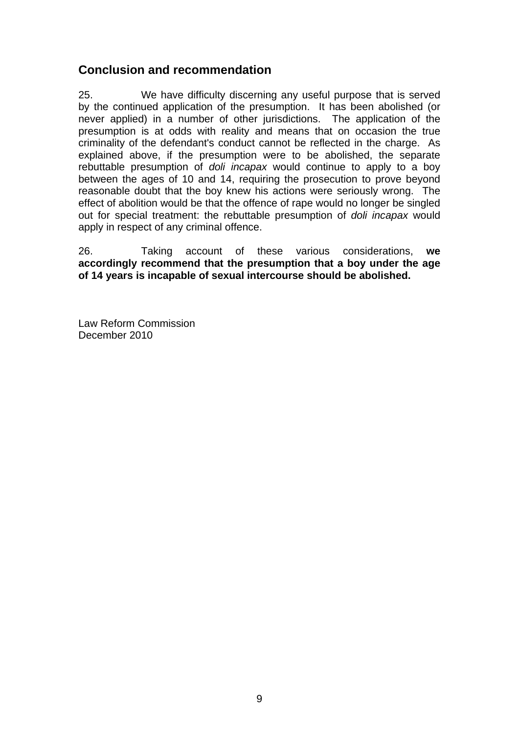## Conclusion and recommendation

25. We have difficulty discerning any useful purpose that is served by the continued application of the presumption. It has been abolished (or never applied) in a number of other jurisdictions. The application of the presumption is at odds with reality and means that on occasion the true criminality of the defendant's conduct cannot be reflected in the charge. As explained above, if the presumption were to be abolished, the separate rebuttable presumption of *doli incapax* would continue to apply to a boy between the ages of 10 and 14, requiring the prosecution to prove beyond reasonable doubt that the boy knew his actions were seriously wrong. The effect of abolition would be that the offence of rape would no longer be singled out for special treatment: the rebuttable presumption of *doli incapax* would apply in respect of any criminal offence.

26. Taking account of these various considerations, **we accordingly recommend that the presumption that a boy under the age of 14 years is incapable of sexual intercourse should be abolished.**

Law Reform Commission
December 2010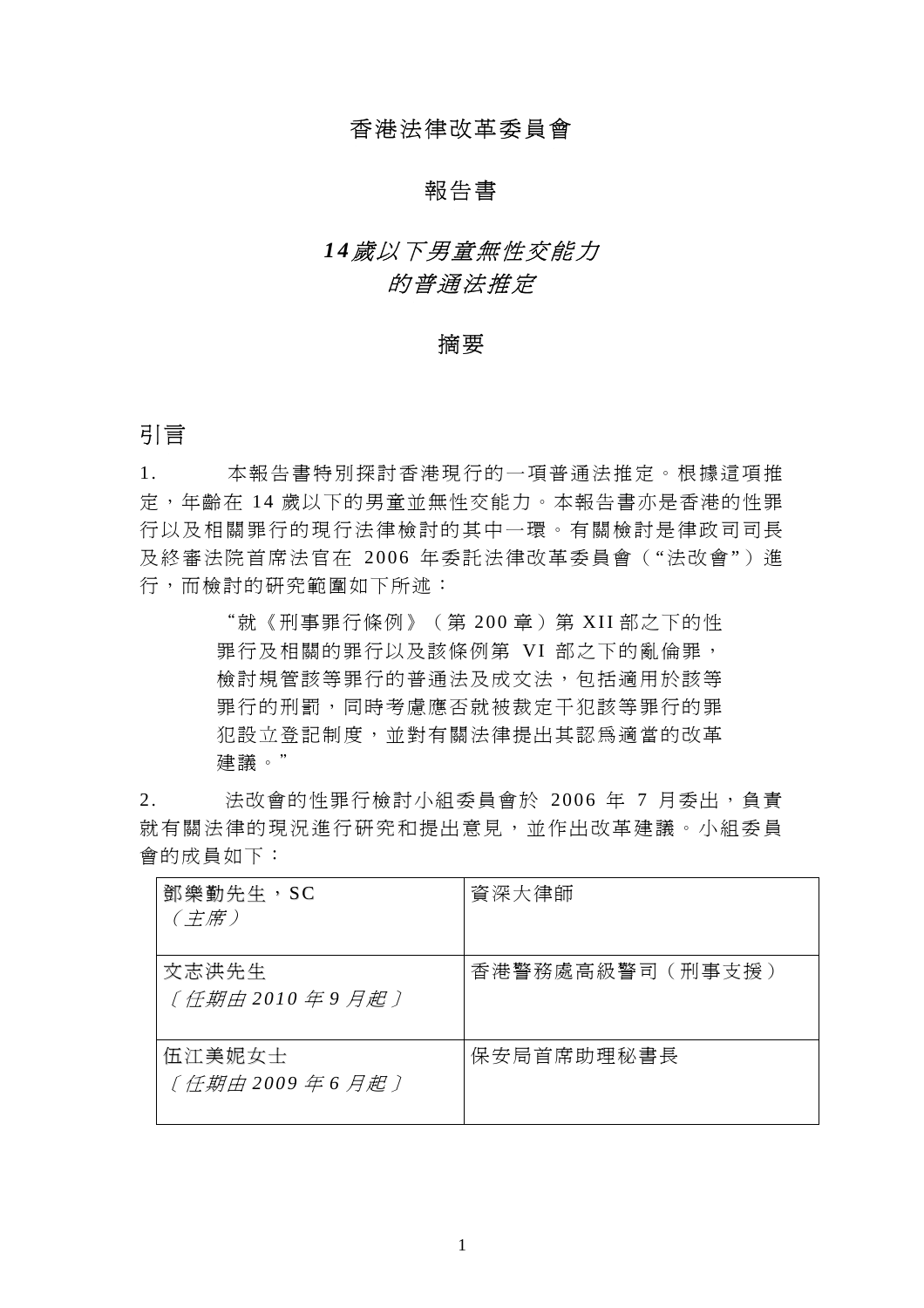# 香港法律改革委員會

## 報告書

## *14歲以下男童無性交能力的普通法推定*

## 摘要

## 引言

1. 本報告書特別探討香港現行的一項普通法推定。根據這項推定，年齡在 14 歲以下的男童並無性交能力。本報告書亦是香港的性罪行以及相關罪行的現行法律檢討的其中一環。有關檢討是律政司司長及終審法院首席法官在 2006 年委託法律改革委員會（"法改會"）進行，而檢討的研究範圍如下所述：

> "就《刑事罪行條例》（第 200 章）第 XII 部之下的性罪行及相關的罪行以及該條例第 VI 部之下的亂倫罪，檢討規管該等罪行的普通法及成文法，包括適用於該等罪行的刑罰，同時考慮應否就被裁定干犯該等罪行的罪犯設立登記制度，並對有關法律提出其認爲適當的改革建議。"

2. 法改會的性罪行檢討小組委員會於 2006 年 7 月委出，負責就有關法律的現況進行研究和提出意見，並作出改革建議。小組委員會的成員如下：

| | |
|---|---|
| 鄧樂勤先生，SC<br>*（主席）* | 資深大律師 |
| 文志洪先生<br>*〔任期由 2010 年 9 月起〕* | 香港警務處高級警司（刑事支援） |
| 伍江美妮女士<br>*〔任期由 2009 年 6 月起〕* | 保安局首席助理秘書長 |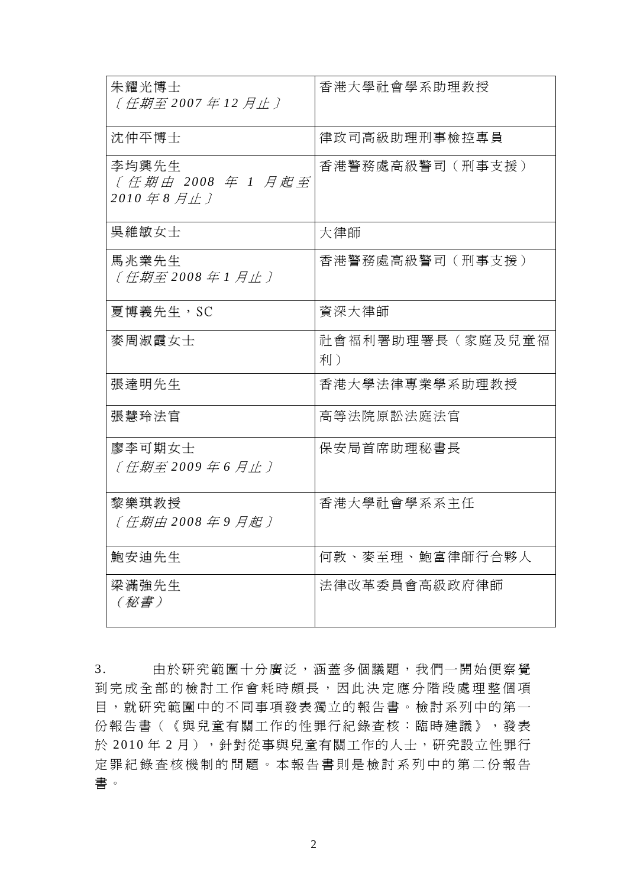| | |
|---|---|
| 朱耀光博士<br>*〔任期至 2007 年 12 月止〕* | 香港大學社會學系助理教授 |
| 沈仲平博士 | 律政司高級助理刑事檢控專員 |
| 李均興先生<br>*〔任期由 2008 年 1 月起至 2010 年 8 月止〕* | 香港警務處高級警司（刑事支援） |
| 吳維敏女士 | 大律師 |
| 馬兆業先生<br>*〔任期至 2008 年 1 月止〕* | 香港警務處高級警司（刑事支援） |
| 夏博義先生，SC | 資深大律師 |
| 麥周淑霞女士 | 社會福利署助理署長（家庭及兒童福利） |
| 張達明先生 | 香港大學法律專業學系助理教授 |
| 張慧玲法官 | 高等法院原訟法庭法官 |
| 廖李可期女士<br>*〔任期至 2009 年 6 月止〕* | 保安局首席助理秘書長 |
| 黎樂琪教授<br>*〔任期由 2008 年 9 月起〕* | 香港大學社會學系系主任 |
| 鮑安迪先生 | 何敦、麥至理、鮑富律師行合夥人 |
| 梁滿強先生<br>*（秘書）* | 法律改革委員會高級政府律師 |

3. 由於研究範圍十分廣泛，涵蓋多個議題，我們一開始便察覺到完成全部的檢討工作會耗時頗長，因此決定應分階段處理整個項目，就研究範圍中的不同事項發表獨立的報告書。檢討系列中的第一份報告書（《與兒童有關工作的性罪行紀錄查核：臨時建議》，發表於 2010 年 2 月），針對從事與兒童有關工作的人士，研究設立性罪行定罪紀錄查核機制的問題。本報告書則是檢討系列中的第二份報告書。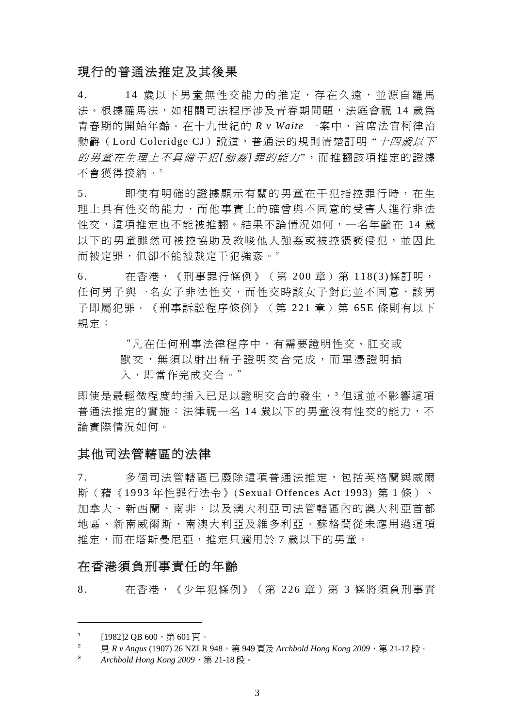## 現行的普通法推定及其後果

4. 14 歲以下男童無性交能力的推定，存在久遠，並源自羅馬法。根據羅馬法，如相關司法程序涉及青春期問題，法庭會視 14 歲爲青春期的開始年齡。在十九世紀的 *R v Waite* 一案中，首席法官柯律治勳爵（Lord Coleridge CJ）說道，普通法的規則清楚訂明 “*十四歲以下的男童在生理上不具備干犯[強姦]罪的能力*”，而推翻該項推定的證據不會獲得接納。[1]

5. 即使有明確的證據顯示有關的男童在干犯指控罪行時，在生理上具有性交的能力，而他事實上的確曾與不同意的受害人進行非法性交，這項推定也不能被推翻。結果不論情況如何，一名年齡在 14 歲以下的男童雖然可被控協助及教唆他人強姦或被控猥褻侵犯，並因此而被定罪，但卻不能被裁定干犯強姦。[2]

6. 在香港，《刑事罪行條例》（第 200 章）第 118(3)條訂明，任何男子與一名女子非法性交，而性交時該女子對此並不同意，該男子即屬犯罪。《刑事訴訟程序條例》（第 221 章）第 65E 條則有以下規定：

> “凡在任何刑事法律程序中，有需要證明性交、肛交或獸交，無須以射出精子證明交合完成，而單憑證明插入，即當作完成交合。”

即使是最輕微程度的插入已足以證明交合的發生，[3] 但這並不影響這項普通法推定的實施：法律視一名 14 歲以下的男童沒有性交的能力，不論實際情況如何。

## 其他司法管轄區的法律

7. 多個司法管轄區已廢除這項普通法推定，包括英格蘭與威爾斯（藉《1993 年性罪行法令》(Sexual Offences Act 1993) 第 1 條）、加拿大、新西蘭、南非，以及澳大利亞司法管轄區內的澳大利亞首都地區、新南威爾斯、南澳大利亞及維多利亞。蘇格蘭從未應用過這項推定，而在塔斯曼尼亞，推定只適用於 7 歲以下的男童。

## 在香港須負刑事責任的年齡

8. 在香港，《少年犯條例》（第 226 章）第 3 條將須負刑事責

---

[1] [1982]2 QB 600，第 601 頁。

[2] 見 *R v Angus* (1907) 26 NZLR 948，第 949 頁及 *Archbold Hong Kong 2009*，第 21-17 段。

[3] *Archbold Hong Kong 2009*，第 21-18 段。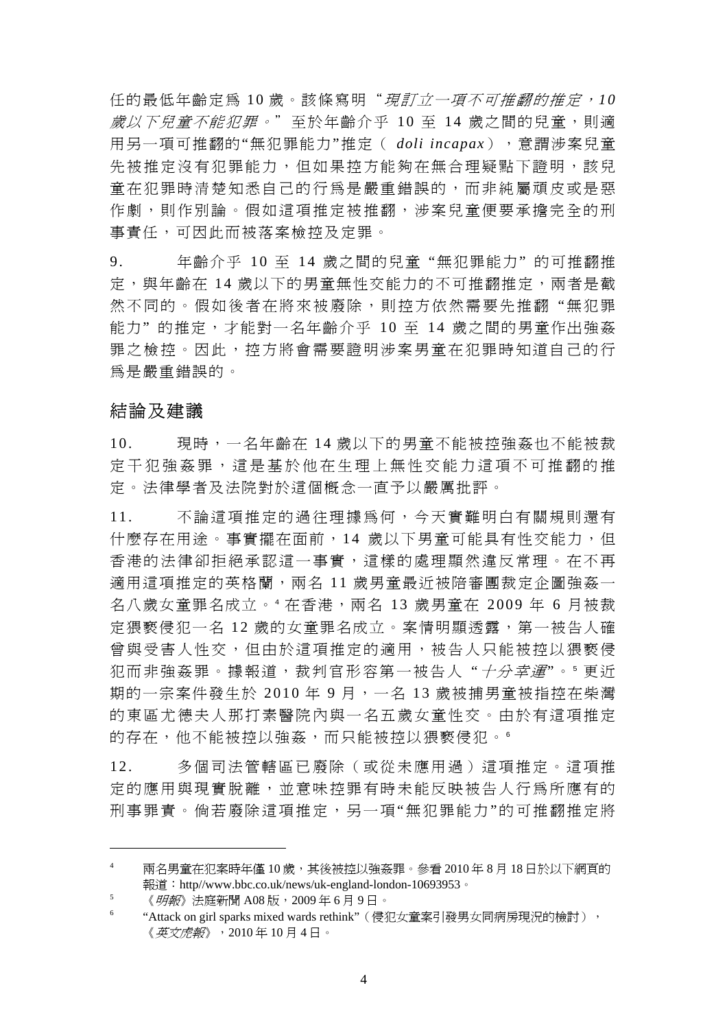任的最低年齡定為 10 歲。該條寫明 "*現訂立一項不可推翻的推定，10 歲以下兒童不能犯罪。*" 至於年齡介乎 10 至 14 歲之間的兒童，則適用另一項可推翻的"無犯罪能力"推定（ *doli incapax*），意謂涉案兒童先被推定沒有犯罪能力，但如果控方能夠在無合理疑點下證明，該兒童在犯罪時清楚知悉自己的行為是嚴重錯誤的，而非純屬頑皮或是惡作劇，則作別論。假如這項推定被推翻，涉案兒童便要承擔完全的刑事責任，可因此而被落案檢控及定罪。

9. 年齡介乎 10 至 14 歲之間的兒童 "無犯罪能力" 的可推翻推定，與年齡在 14 歲以下的男童無性交能力的不可推翻推定，兩者是截然不同的。假如後者在將來被廢除，則控方依然需要先推翻 "無犯罪能力" 的推定，才能對一名年齡介乎 10 至 14 歲之間的男童作出強姦罪之檢控。因此，控方將會需要證明涉案男童在犯罪時知道自己的行為是嚴重錯誤的。

## 結論及建議

10. 現時，一名年齡在 14 歲以下的男童不能被控強姦也不能被裁定干犯強姦罪，這是基於他在生理上無性交能力這項不可推翻的推定。法律學者及法院對於這個概念一直予以嚴厲批評。

11. 不論這項推定的過往理據為何，今天實難明白有關規則還有什麼存在用途。事實擺在面前，14 歲以下男童可能具有性交能力，但香港的法律卻拒絕承認這一事實，這樣的處理顯然違反常理。在不再適用這項推定的英格蘭，兩名 11 歲男童最近被陪審團裁定企圖強姦一名八歲女童罪名成立。[4] 在香港，兩名 13 歲男童在 2009 年 6 月被裁定猥褻侵犯一名 12 歲的女童罪名成立。案情明顯透露，第一被告人確曾與受害人性交，但由於這項推定的適用，被告人只能被控以猥褻侵犯而非強姦罪。據報道，裁判官形容第一被告人 "*十分幸運*"。[5] 更近期的一宗案件發生於 2010 年 9 月，一名 13 歲被捕男童被指控在柴灣的東區尤德夫人那打素醫院內與一名五歲女童性交。由於有這項推定的存在，他不能被控以強姦，而只能被控以猥褻侵犯。[6]

12. 多個司法管轄區已廢除（或從未應用過）這項推定。這項推定的應用與現實脫離，並意味控罪有時未能反映被告人行為所應有的刑事罪責。倘若廢除這項推定，另一項"無犯罪能力"的可推翻推定將

---

[4] 兩名男童在犯案時年僅 10 歲，其後被控以強姦罪。參看 2010 年 8 月 18 日於以下網頁的報道：http//www.bbc.co.uk/news/uk-england-london-10693953。

[5] 《*明報*》法庭新聞 A08 版，2009 年 6 月 9 日。

[6] "Attack on girl sparks mixed wards rethink"（侵犯女童案引發男女同病房現況的檢討），《*英文虎報*》，2010 年 10 月 4 日。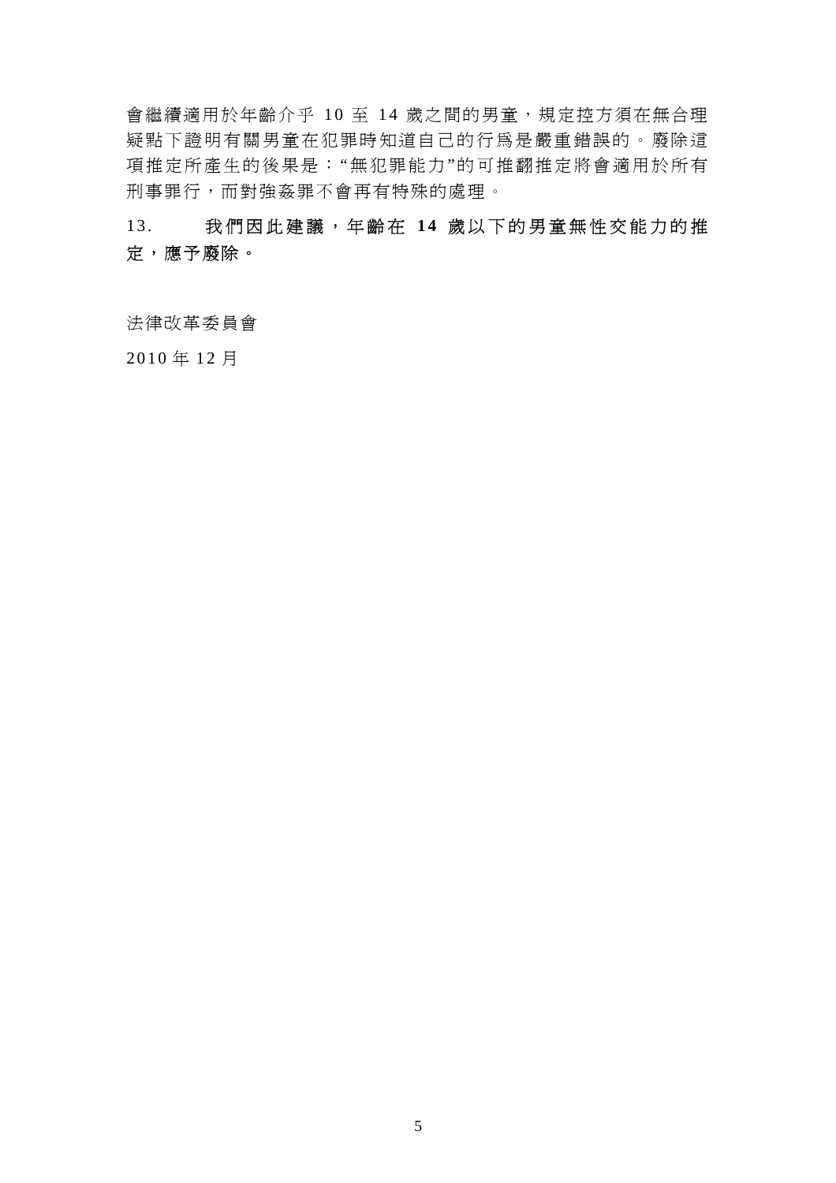會繼續適用於年齡介乎 10 至 14 歲之間的男童，規定控方須在無合理疑點下證明有關男童在犯罪時知道自己的行爲是嚴重錯誤的。廢除這項推定所產生的後果是："無犯罪能力"的可推翻推定將會適用於所有刑事罪行，而對強姦罪不會再有特殊的處理。

13. **我們因此建議，年齡在 14 歲以下的男童無性交能力的推定，應予廢除。**

法律改革委員會

2010 年 12 月